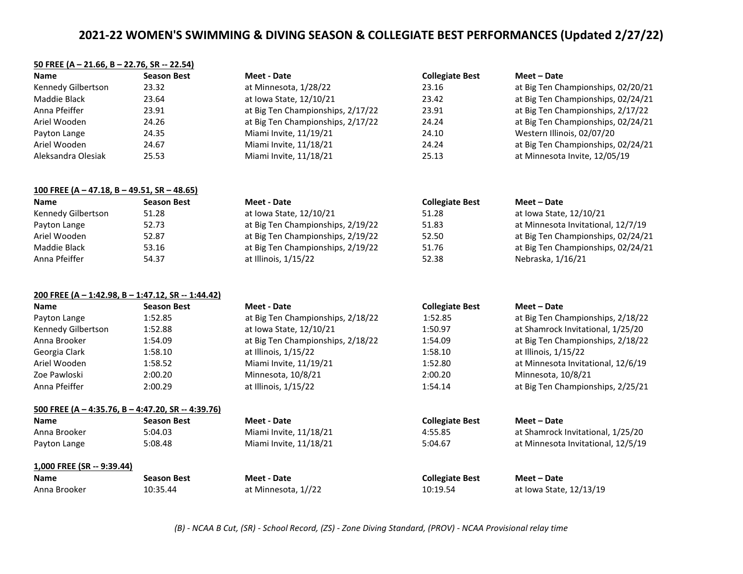# 2021-22 WOMEN'S SWIMMING & DIVING SEASON & COLLEGIATE BEST PERFORMANCES (Updated 2/27/22)

**50 FREE (A – 21.66, B – 22.76, SR -- 22.54)**

| Name | Season Best | Meet - Date | Collegiate Best | Meet – Date |
|---|---|---|---|---|
| Kennedy Gilbertson | 23.32 | at Minnesota, 1/28/22 | 23.16 | at Big Ten Championships, 02/20/21 |
| Maddie Black | 23.64 | at Iowa State, 12/10/21 | 23.42 | at Big Ten Championships, 02/24/21 |
| Anna Pfeiffer | 23.91 | at Big Ten Championships, 2/17/22 | 23.91 | at Big Ten Championships, 2/17/22 |
| Ariel Wooden | 24.26 | at Big Ten Championships, 2/17/22 | 24.24 | at Big Ten Championships, 02/24/21 |
| Payton Lange | 24.35 | Miami Invite, 11/19/21 | 24.10 | Western Illinois, 02/07/20 |
| Ariel Wooden | 24.67 | Miami Invite, 11/18/21 | 24.24 | at Big Ten Championships, 02/24/21 |
| Aleksandra Olesiak | 25.53 | Miami Invite, 11/18/21 | 25.13 | at Minnesota Invite, 12/05/19 |

**100 FREE (A – 47.18, B – 49.51, SR – 48.65)**

| Name | Season Best | Meet - Date | Collegiate Best | Meet – Date |
|---|---|---|---|---|
| Kennedy Gilbertson | 51.28 | at Iowa State, 12/10/21 | 51.28 | at Iowa State, 12/10/21 |
| Payton Lange | 52.73 | at Big Ten Championships, 2/19/22 | 51.83 | at Minnesota Invitational, 12/7/19 |
| Ariel Wooden | 52.87 | at Big Ten Championships, 2/19/22 | 52.50 | at Big Ten Championships, 02/24/21 |
| Maddie Black | 53.16 | at Big Ten Championships, 2/19/22 | 51.76 | at Big Ten Championships, 02/24/21 |
| Anna Pfeiffer | 54.37 | at Illinois, 1/15/22 | 52.38 | Nebraska, 1/16/21 |

**200 FREE (A – 1:42.98, B – 1:47.12, SR -- 1:44.42)**

| Name | Season Best | Meet - Date | Collegiate Best | Meet – Date |
|---|---|---|---|---|
| Payton Lange | 1:52.85 | at Big Ten Championships, 2/18/22 | 1:52.85 | at Big Ten Championships, 2/18/22 |
| Kennedy Gilbertson | 1:52.88 | at Iowa State, 12/10/21 | 1:50.97 | at Shamrock Invitational, 1/25/20 |
| Anna Brooker | 1:54.09 | at Big Ten Championships, 2/18/22 | 1:54.09 | at Big Ten Championships, 2/18/22 |
| Georgia Clark | 1:58.10 | at Illinois, 1/15/22 | 1:58.10 | at Illinois, 1/15/22 |
| Ariel Wooden | 1:58.52 | Miami Invite, 11/19/21 | 1:52.80 | at Minnesota Invitational, 12/6/19 |
| Zoe Pawloski | 2:00.20 | Minnesota, 10/8/21 | 2:00.20 | Minnesota, 10/8/21 |
| Anna Pfeiffer | 2:00.29 | at Illinois, 1/15/22 | 1:54.14 | at Big Ten Championships, 2/25/21 |

**500 FREE (A – 4:35.76, B – 4:47.20, SR -- 4:39.76)**

| Name | Season Best | Meet - Date | Collegiate Best | Meet – Date |
|---|---|---|---|---|
| Anna Brooker | 5:04.03 | Miami Invite, 11/18/21 | 4:55.85 | at Shamrock Invitational, 1/25/20 |
| Payton Lange | 5:08.48 | Miami Invite, 11/18/21 | 5:04.67 | at Minnesota Invitational, 12/5/19 |

**1,000 FREE (SR -- 9:39.44)**

| Name | Season Best | Meet - Date | Collegiate Best | Meet – Date |
|---|---|---|---|---|
| Anna Brooker | 10:35.44 | at Minnesota, 1//22 | 10:19.54 | at Iowa State, 12/13/19 |

*(B) - NCAA B Cut, (SR) - School Record, (ZS) - Zone Diving Standard, (PROV) - NCAA Provisional relay time*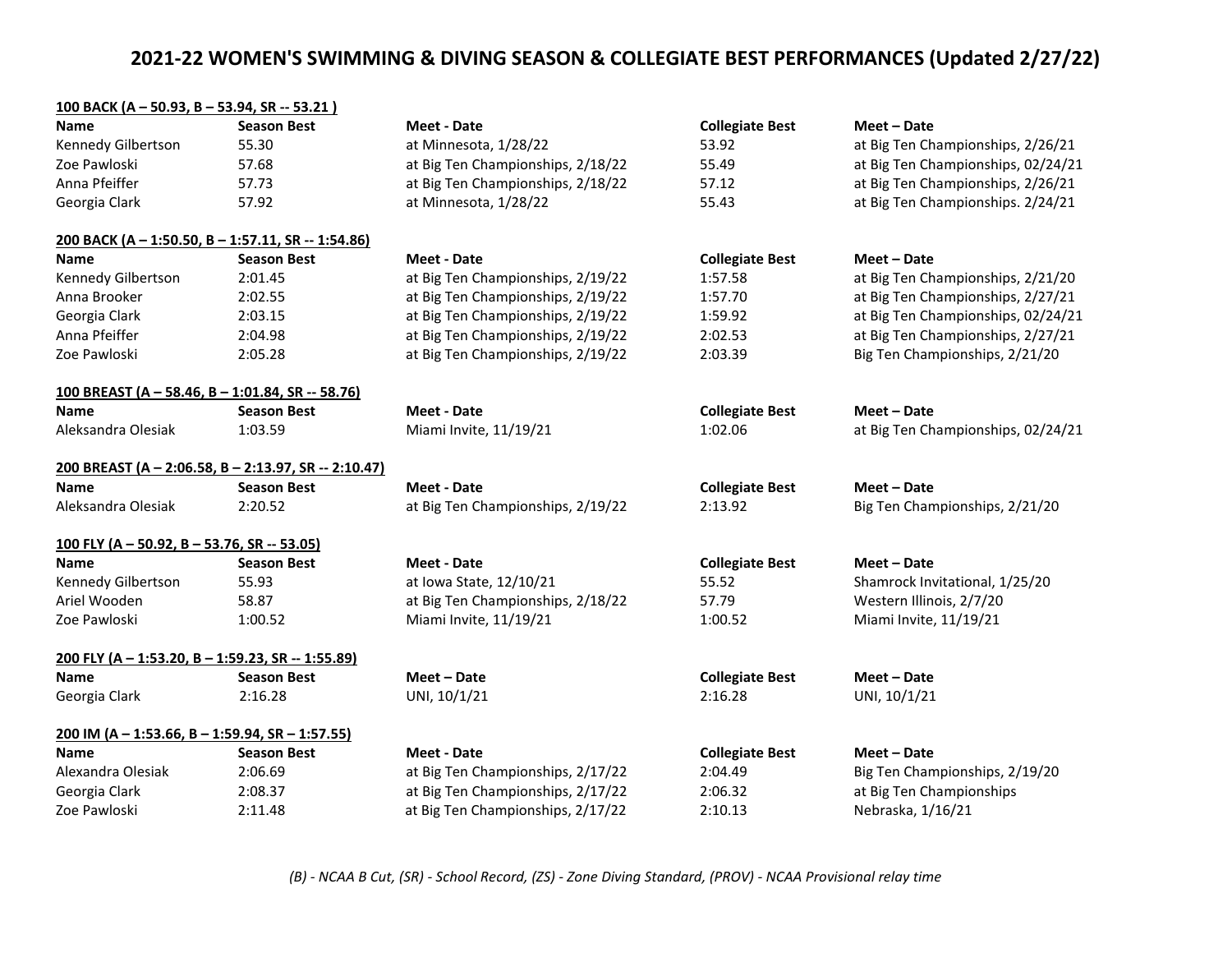# 2021-22 WOMEN'S SWIMMING & DIVING SEASON & COLLEGIATE BEST PERFORMANCES (Updated 2/27/22)

**100 BACK (A – 50.93, B – 53.94, SR -- 53.21 )**

| Name | Season Best | Meet - Date | Collegiate Best | Meet – Date |
|---|---|---|---|---|
| Kennedy Gilbertson | 55.30 | at Minnesota, 1/28/22 | 53.92 | at Big Ten Championships, 2/26/21 |
| Zoe Pawloski | 57.68 | at Big Ten Championships, 2/18/22 | 55.49 | at Big Ten Championships, 02/24/21 |
| Anna Pfeiffer | 57.73 | at Big Ten Championships, 2/18/22 | 57.12 | at Big Ten Championships, 2/26/21 |
| Georgia Clark | 57.92 | at Minnesota, 1/28/22 | 55.43 | at Big Ten Championships. 2/24/21 |

**200 BACK (A – 1:50.50, B – 1:57.11, SR -- 1:54.86)**

| Name | Season Best | Meet - Date | Collegiate Best | Meet – Date |
|---|---|---|---|---|
| Kennedy Gilbertson | 2:01.45 | at Big Ten Championships, 2/19/22 | 1:57.58 | at Big Ten Championships, 2/21/20 |
| Anna Brooker | 2:02.55 | at Big Ten Championships, 2/19/22 | 1:57.70 | at Big Ten Championships, 2/27/21 |
| Georgia Clark | 2:03.15 | at Big Ten Championships, 2/19/22 | 1:59.92 | at Big Ten Championships, 02/24/21 |
| Anna Pfeiffer | 2:04.98 | at Big Ten Championships, 2/19/22 | 2:02.53 | at Big Ten Championships, 2/27/21 |
| Zoe Pawloski | 2:05.28 | at Big Ten Championships, 2/19/22 | 2:03.39 | Big Ten Championships, 2/21/20 |

**100 BREAST (A – 58.46, B – 1:01.84, SR -- 58.76)**

| Name | Season Best | Meet - Date | Collegiate Best | Meet – Date |
|---|---|---|---|---|
| Aleksandra Olesiak | 1:03.59 | Miami Invite, 11/19/21 | 1:02.06 | at Big Ten Championships, 02/24/21 |

**200 BREAST (A – 2:06.58, B – 2:13.97, SR -- 2:10.47)**

| Name | Season Best | Meet - Date | Collegiate Best | Meet – Date |
|---|---|---|---|---|
| Aleksandra Olesiak | 2:20.52 | at Big Ten Championships, 2/19/22 | 2:13.92 | Big Ten Championships, 2/21/20 |

**100 FLY (A – 50.92, B – 53.76, SR -- 53.05)**

| Name | Season Best | Meet - Date | Collegiate Best | Meet – Date |
|---|---|---|---|---|
| Kennedy Gilbertson | 55.93 | at Iowa State, 12/10/21 | 55.52 | Shamrock Invitational, 1/25/20 |
| Ariel Wooden | 58.87 | at Big Ten Championships, 2/18/22 | 57.79 | Western Illinois, 2/7/20 |
| Zoe Pawloski | 1:00.52 | Miami Invite, 11/19/21 | 1:00.52 | Miami Invite, 11/19/21 |

**200 FLY (A – 1:53.20, B – 1:59.23, SR -- 1:55.89)**

| Name | Season Best | Meet – Date | Collegiate Best | Meet – Date |
|---|---|---|---|---|
| Georgia Clark | 2:16.28 | UNI, 10/1/21 | 2:16.28 | UNI, 10/1/21 |

**200 IM (A – 1:53.66, B – 1:59.94, SR – 1:57.55)**

| Name | Season Best | Meet – Date | Collegiate Best | Meet – Date |
|---|---|---|---|---|
| Alexandra Olesiak | 2:06.69 | at Big Ten Championships, 2/17/22 | 2:04.49 | Big Ten Championships, 2/19/20 |
| Georgia Clark | 2:08.37 | at Big Ten Championships, 2/17/22 | 2:06.32 | at Big Ten Championships |
| Zoe Pawloski | 2:11.48 | at Big Ten Championships, 2/17/22 | 2:10.13 | Nebraska, 1/16/21 |

*(B) - NCAA B Cut, (SR) - School Record, (ZS) - Zone Diving Standard, (PROV) - NCAA Provisional relay time*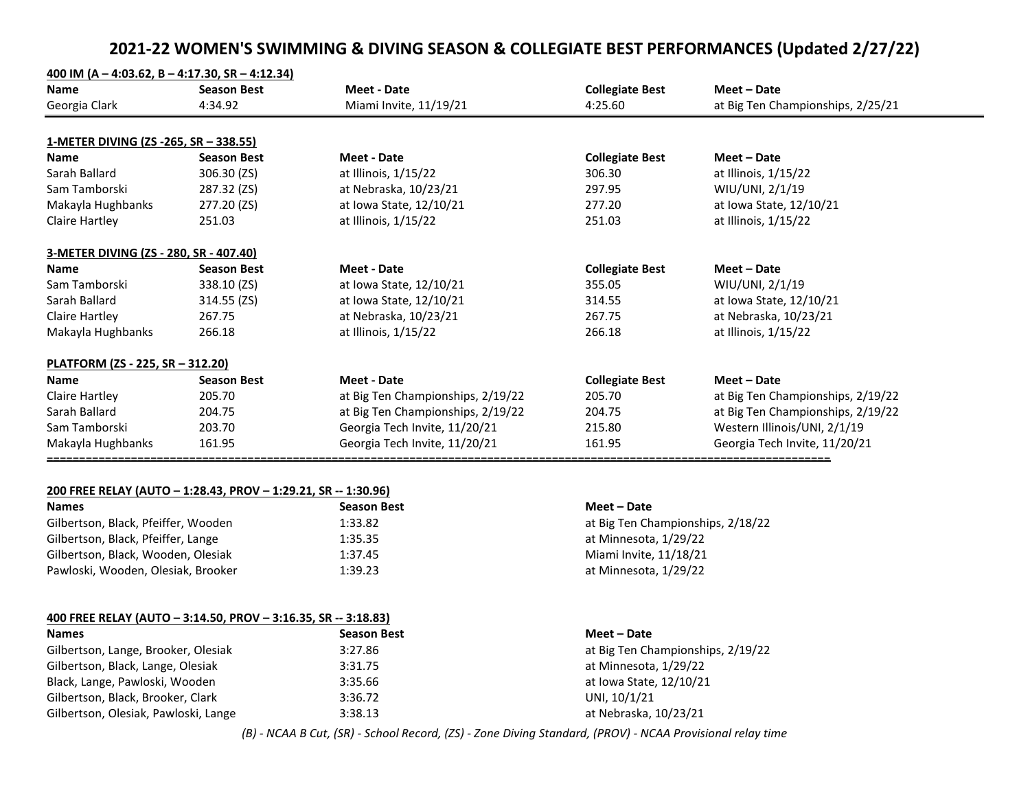# 2021-22 WOMEN'S SWIMMING & DIVING SEASON & COLLEGIATE BEST PERFORMANCES (Updated 2/27/22)

**400 IM (A – 4:03.62, B – 4:17.30, SR – 4:12.34)**

| Name | Season Best | Meet - Date | Collegiate Best | Meet – Date |
|---|---|---|---|---|
| Georgia Clark | 4:34.92 | Miami Invite, 11/19/21 | 4:25.60 | at Big Ten Championships, 2/25/21 |

**1-METER DIVING (ZS -265, SR – 338.55)**

| Name | Season Best | Meet - Date | Collegiate Best | Meet – Date |
|---|---|---|---|---|
| Sarah Ballard | 306.30 (ZS) | at Illinois, 1/15/22 | 306.30 | at Illinois, 1/15/22 |
| Sam Tamborski | 287.32 (ZS) | at Nebraska, 10/23/21 | 297.95 | WIU/UNI, 2/1/19 |
| Makayla Hughbanks | 277.20 (ZS) | at Iowa State, 12/10/21 | 277.20 | at Iowa State, 12/10/21 |
| Claire Hartley | 251.03 | at Illinois, 1/15/22 | 251.03 | at Illinois, 1/15/22 |

**3-METER DIVING (ZS - 280, SR - 407.40)**

| Name | Season Best | Meet - Date | Collegiate Best | Meet – Date |
|---|---|---|---|---|
| Sam Tamborski | 338.10 (ZS) | at Iowa State, 12/10/21 | 355.05 | WIU/UNI, 2/1/19 |
| Sarah Ballard | 314.55 (ZS) | at Iowa State, 12/10/21 | 314.55 | at Iowa State, 12/10/21 |
| Claire Hartley | 267.75 | at Nebraska, 10/23/21 | 267.75 | at Nebraska, 10/23/21 |
| Makayla Hughbanks | 266.18 | at Illinois, 1/15/22 | 266.18 | at Illinois, 1/15/22 |

**PLATFORM (ZS - 225, SR – 312.20)**

| Name | Season Best | Meet - Date | Collegiate Best | Meet – Date |
|---|---|---|---|---|
| Claire Hartley | 205.70 | at Big Ten Championships, 2/19/22 | 205.70 | at Big Ten Championships, 2/19/22 |
| Sarah Ballard | 204.75 | at Big Ten Championships, 2/19/22 | 204.75 | at Big Ten Championships, 2/19/22 |
| Sam Tamborski | 203.70 | Georgia Tech Invite, 11/20/21 | 215.80 | Western Illinois/UNI, 2/1/19 |
| Makayla Hughbanks | 161.95 | Georgia Tech Invite, 11/20/21 | 161.95 | Georgia Tech Invite, 11/20/21 |

**200 FREE RELAY (AUTO – 1:28.43, PROV – 1:29.21, SR -- 1:30.96)**

| Names | Season Best | Meet – Date |
|---|---|---|
| Gilbertson, Black, Pfeiffer, Wooden | 1:33.82 | at Big Ten Championships, 2/18/22 |
| Gilbertson, Black, Pfeiffer, Lange | 1:35.35 | at Minnesota, 1/29/22 |
| Gilbertson, Black, Wooden, Olesiak | 1:37.45 | Miami Invite, 11/18/21 |
| Pawloski, Wooden, Olesiak, Brooker | 1:39.23 | at Minnesota, 1/29/22 |

**400 FREE RELAY (AUTO – 3:14.50, PROV – 3:16.35, SR -- 3:18.83)**

| Names | Season Best | Meet – Date |
|---|---|---|
| Gilbertson, Lange, Brooker, Olesiak | 3:27.86 | at Big Ten Championships, 2/19/22 |
| Gilbertson, Black, Lange, Olesiak | 3:31.75 | at Minnesota, 1/29/22 |
| Black, Lange, Pawloski, Wooden | 3:35.66 | at Iowa State, 12/10/21 |
| Gilbertson, Black, Brooker, Clark | 3:36.72 | UNI, 10/1/21 |
| Gilbertson, Olesiak, Pawloski, Lange | 3:38.13 | at Nebraska, 10/23/21 |

*(B) - NCAA B Cut, (SR) - School Record, (ZS) - Zone Diving Standard, (PROV) - NCAA Provisional relay time*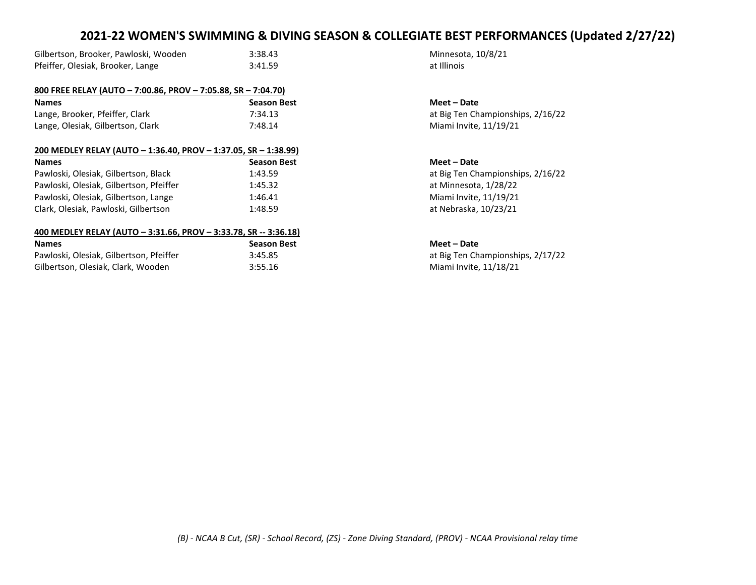# 2021-22 WOMEN'S SWIMMING & DIVING SEASON & COLLEGIATE BEST PERFORMANCES (Updated 2/27/22)

| | | |
|---|---|---|
| Gilbertson, Brooker, Pawloski, Wooden | 3:38.43 | Minnesota, 10/8/21 |
| Pfeiffer, Olesiak, Brooker, Lange | 3:41.59 | at Illinois |

**800 FREE RELAY (AUTO – 7:00.86, PROV – 7:05.88, SR – 7:04.70)**

| Names | Season Best | Meet – Date |
|---|---|---|
| Lange, Brooker, Pfeiffer, Clark | 7:34.13 | at Big Ten Championships, 2/16/22 |
| Lange, Olesiak, Gilbertson, Clark | 7:48.14 | Miami Invite, 11/19/21 |

**200 MEDLEY RELAY (AUTO – 1:36.40, PROV – 1:37.05, SR – 1:38.99)**

| Names | Season Best | Meet – Date |
|---|---|---|
| Pawloski, Olesiak, Gilbertson, Black | 1:43.59 | at Big Ten Championships, 2/16/22 |
| Pawloski, Olesiak, Gilbertson, Pfeiffer | 1:45.32 | at Minnesota, 1/28/22 |
| Pawloski, Olesiak, Gilbertson, Lange | 1:46.41 | Miami Invite, 11/19/21 |
| Clark, Olesiak, Pawloski, Gilbertson | 1:48.59 | at Nebraska, 10/23/21 |

**400 MEDLEY RELAY (AUTO – 3:31.66, PROV – 3:33.78, SR -- 3:36.18)**

| Names | Season Best | Meet – Date |
|---|---|---|
| Pawloski, Olesiak, Gilbertson, Pfeiffer | 3:45.85 | at Big Ten Championships, 2/17/22 |
| Gilbertson, Olesiak, Clark, Wooden | 3:55.16 | Miami Invite, 11/18/21 |

*(B) - NCAA B Cut, (SR) - School Record, (ZS) - Zone Diving Standard, (PROV) - NCAA Provisional relay time*